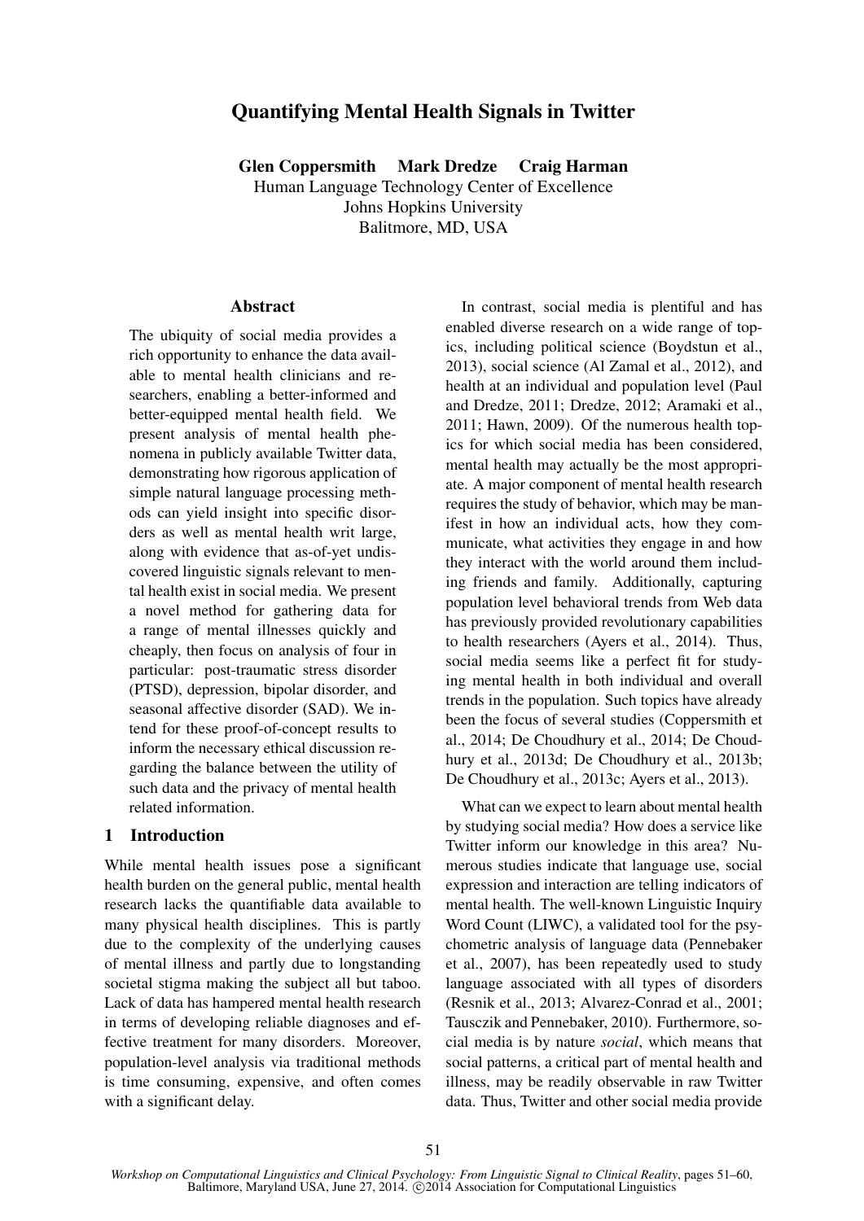# Quantifying Mental Health Signals in Twitter

**Glen Coppersmith Mark Dredze Craig Harman**
Human Language Technology Center of Excellence
Johns Hopkins University
Balitmore, MD, USA

## Abstract

The ubiquity of social media provides a rich opportunity to enhance the data available to mental health clinicians and researchers, enabling a better-informed and better-equipped mental health field. We present analysis of mental health phenomena in publicly available Twitter data, demonstrating how rigorous application of simple natural language processing methods can yield insight into specific disorders as well as mental health writ large, along with evidence that as-of-yet undiscovered linguistic signals relevant to mental health exist in social media. We present a novel method for gathering data for a range of mental illnesses quickly and cheaply, then focus on analysis of four in particular: post-traumatic stress disorder (PTSD), depression, bipolar disorder, and seasonal affective disorder (SAD). We intend for these proof-of-concept results to inform the necessary ethical discussion regarding the balance between the utility of such data and the privacy of mental health related information.

## 1 Introduction

While mental health issues pose a significant health burden on the general public, mental health research lacks the quantifiable data available to many physical health disciplines. This is partly due to the complexity of the underlying causes of mental illness and partly due to longstanding societal stigma making the subject all but taboo. Lack of data has hampered mental health research in terms of developing reliable diagnoses and effective treatment for many disorders. Moreover, population-level analysis via traditional methods is time consuming, expensive, and often comes with a significant delay.

In contrast, social media is plentiful and has enabled diverse research on a wide range of topics, including political science (Boydstun et al., 2013), social science (Al Zamal et al., 2012), and health at an individual and population level (Paul and Dredze, 2011; Dredze, 2012; Aramaki et al., 2011; Hawn, 2009). Of the numerous health topics for which social media has been considered, mental health may actually be the most appropriate. A major component of mental health research requires the study of behavior, which may be manifest in how an individual acts, how they communicate, what activities they engage in and how they interact with the world around them including friends and family. Additionally, capturing population level behavioral trends from Web data has previously provided revolutionary capabilities to health researchers (Ayers et al., 2014). Thus, social media seems like a perfect fit for studying mental health in both individual and overall trends in the population. Such topics have already been the focus of several studies (Coppersmith et al., 2014; De Choudhury et al., 2014; De Choudhury et al., 2013d; De Choudhury et al., 2013b; De Choudhury et al., 2013c; Ayers et al., 2013).

What can we expect to learn about mental health by studying social media? How does a service like Twitter inform our knowledge in this area? Numerous studies indicate that language use, social expression and interaction are telling indicators of mental health. The well-known Linguistic Inquiry Word Count (LIWC), a validated tool for the psychometric analysis of language data (Pennebaker et al., 2007), has been repeatedly used to study language associated with all types of disorders (Resnik et al., 2013; Alvarez-Conrad et al., 2001; Tausczik and Pennebaker, 2010). Furthermore, social media is by nature *social*, which means that social patterns, a critical part of mental health and illness, may be readily observable in raw Twitter data. Thus, Twitter and other social media provide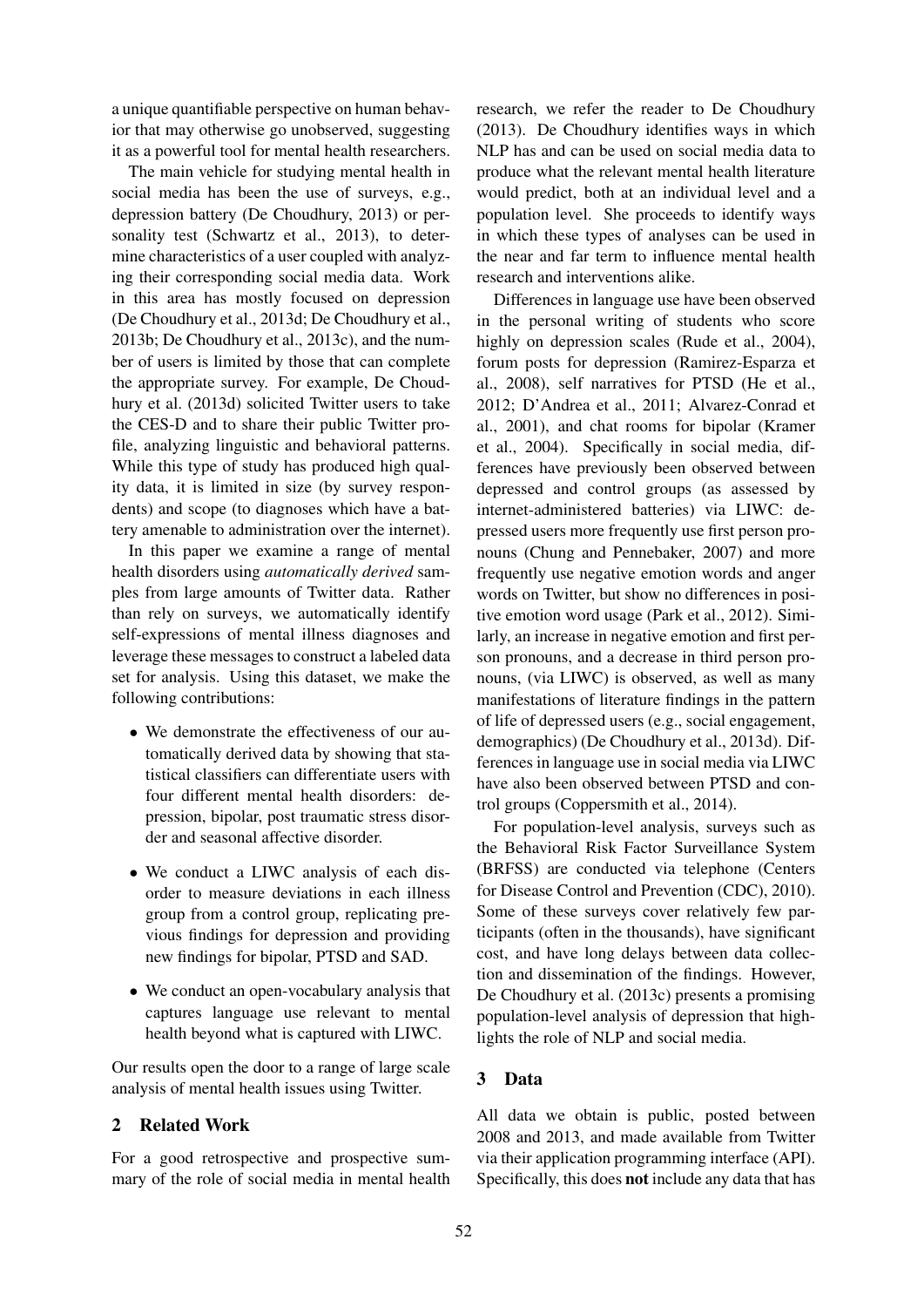a unique quantifiable perspective on human behavior that may otherwise go unobserved, suggesting it as a powerful tool for mental health researchers.

The main vehicle for studying mental health in social media has been the use of surveys, e.g., depression battery (De Choudhury, 2013) or personality test (Schwartz et al., 2013), to determine characteristics of a user coupled with analyzing their corresponding social media data. Work in this area has mostly focused on depression (De Choudhury et al., 2013d; De Choudhury et al., 2013b; De Choudhury et al., 2013c), and the number of users is limited by those that can complete the appropriate survey. For example, De Choudhury et al. (2013d) solicited Twitter users to take the CES-D and to share their public Twitter profile, analyzing linguistic and behavioral patterns. While this type of study has produced high quality data, it is limited in size (by survey respondents) and scope (to diagnoses which have a battery amenable to administration over the internet).

In this paper we examine a range of mental health disorders using *automatically derived* samples from large amounts of Twitter data. Rather than rely on surveys, we automatically identify self-expressions of mental illness diagnoses and leverage these messages to construct a labeled data set for analysis. Using this dataset, we make the following contributions:

- We demonstrate the effectiveness of our automatically derived data by showing that statistical classifiers can differentiate users with four different mental health disorders: depression, bipolar, post traumatic stress disorder and seasonal affective disorder.
- We conduct a LIWC analysis of each disorder to measure deviations in each illness group from a control group, replicating previous findings for depression and providing new findings for bipolar, PTSD and SAD.
- We conduct an open-vocabulary analysis that captures language use relevant to mental health beyond what is captured with LIWC.

Our results open the door to a range of large scale analysis of mental health issues using Twitter.

## 2 Related Work

For a good retrospective and prospective summary of the role of social media in mental health research, we refer the reader to De Choudhury (2013). De Choudhury identifies ways in which NLP has and can be used on social media data to produce what the relevant mental health literature would predict, both at an individual level and a population level. She proceeds to identify ways in which these types of analyses can be used in the near and far term to influence mental health research and interventions alike.

Differences in language use have been observed in the personal writing of students who score highly on depression scales (Rude et al., 2004), forum posts for depression (Ramirez-Esparza et al., 2008), self narratives for PTSD (He et al., 2012; D'Andrea et al., 2011; Alvarez-Conrad et al., 2001), and chat rooms for bipolar (Kramer et al., 2004). Specifically in social media, differences have previously been observed between depressed and control groups (as assessed by internet-administered batteries) via LIWC: depressed users more frequently use first person pronouns (Chung and Pennebaker, 2007) and more frequently use negative emotion words and anger words on Twitter, but show no differences in positive emotion word usage (Park et al., 2012). Similarly, an increase in negative emotion and first person pronouns, and a decrease in third person pronouns, (via LIWC) is observed, as well as many manifestations of literature findings in the pattern of life of depressed users (e.g., social engagement, demographics) (De Choudhury et al., 2013d). Differences in language use in social media via LIWC have also been observed between PTSD and control groups (Coppersmith et al., 2014).

For population-level analysis, surveys such as the Behavioral Risk Factor Surveillance System (BRFSS) are conducted via telephone (Centers for Disease Control and Prevention (CDC), 2010). Some of these surveys cover relatively few participants (often in the thousands), have significant cost, and have long delays between data collection and dissemination of the findings. However, De Choudhury et al. (2013c) presents a promising population-level analysis of depression that highlights the role of NLP and social media.

## 3 Data

All data we obtain is public, posted between 2008 and 2013, and made available from Twitter via their application programming interface (API). Specifically, this does **not** include any data that has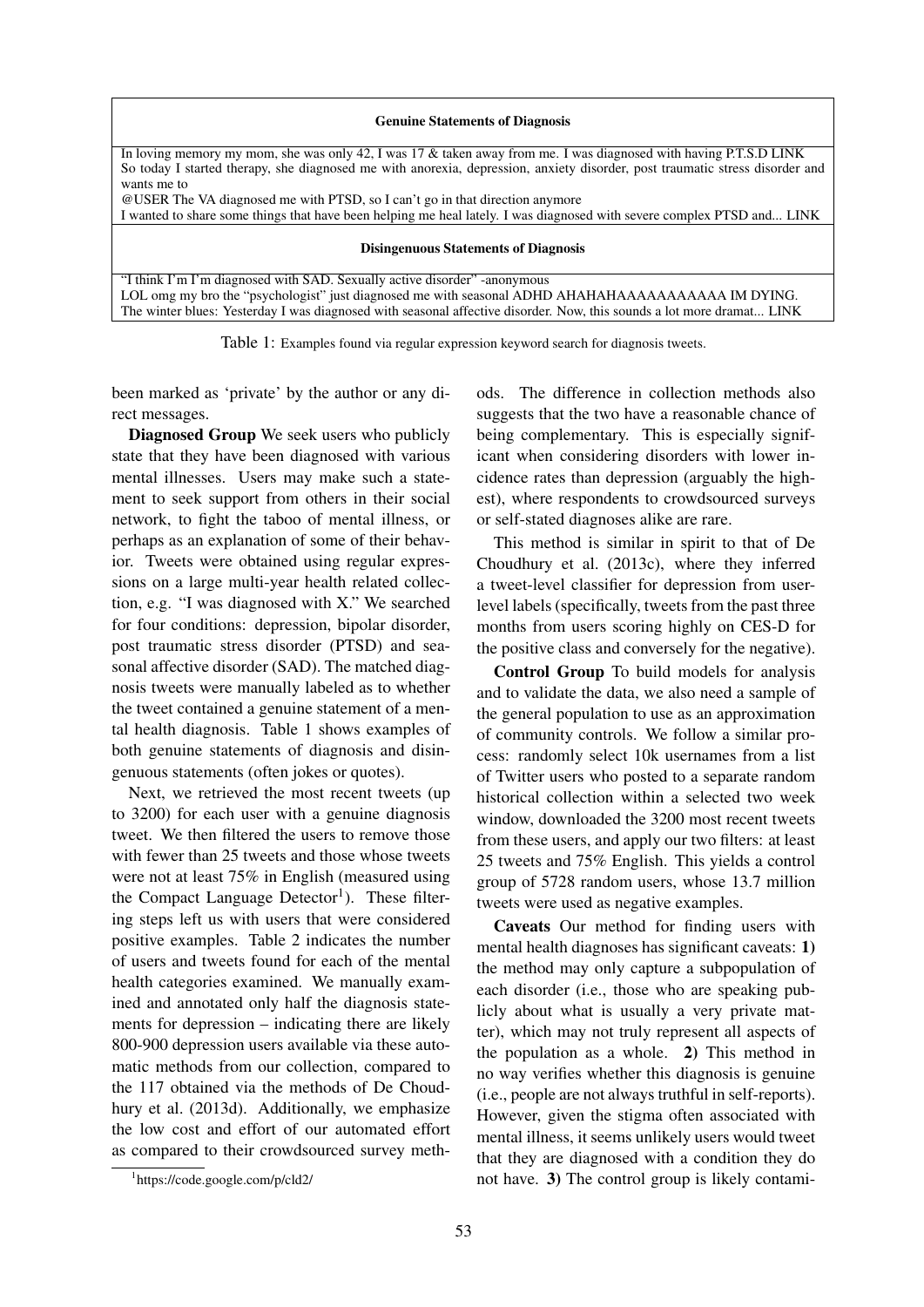| Genuine Statements of Diagnosis |
|---|
| In loving memory my mom, she was only 42, I was 17 & taken away from me. I was diagnosed with having P.T.S.D LINK |
| So today I started therapy, she diagnosed me with anorexia, depression, anxiety disorder, post traumatic stress disorder and wants me to |
| @USER The VA diagnosed me with PTSD, so I can't go in that direction anymore |
| I wanted to share some things that have been helping me heal lately. I was diagnosed with severe complex PTSD and... LINK |
| **Disingenuous Statements of Diagnosis** |
| "I think I'm I'm diagnosed with SAD. Sexually active disorder" -anonymous |
| LOL omg my bro the "psychologist" just diagnosed me with seasonal ADHD AHAHAHAAAAAAAAAAA IM DYING. |
| The winter blues: Yesterday I was diagnosed with seasonal affective disorder. Now, this sounds a lot more dramat... LINK |

Table 1: Examples found via regular expression keyword search for diagnosis tweets.

been marked as 'private' by the author or any direct messages.

**Diagnosed Group** We seek users who publicly state that they have been diagnosed with various mental illnesses. Users may make such a statement to seek support from others in their social network, to fight the taboo of mental illness, or perhaps as an explanation of some of their behavior. Tweets were obtained using regular expressions on a large multi-year health related collection, e.g. "I was diagnosed with X." We searched for four conditions: depression, bipolar disorder, post traumatic stress disorder (PTSD) and seasonal affective disorder (SAD). The matched diagnosis tweets were manually labeled as to whether the tweet contained a genuine statement of a mental health diagnosis. Table 1 shows examples of both genuine statements of diagnosis and disingenuous statements (often jokes or quotes).

Next, we retrieved the most recent tweets (up to 3200) for each user with a genuine diagnosis tweet. We then filtered the users to remove those with fewer than 25 tweets and those whose tweets were not at least 75% in English (measured using the Compact Language Detector[1]). These filtering steps left us with users that were considered positive examples. Table 2 indicates the number of users and tweets found for each of the mental health categories examined. We manually examined and annotated only half the diagnosis statements for depression – indicating there are likely 800-900 depression users available via these automatic methods from our collection, compared to the 117 obtained via the methods of De Choudhury et al. (2013d). Additionally, we emphasize the low cost and effort of our automated effort as compared to their crowdsourced survey methods. The difference in collection methods also suggests that the two have a reasonable chance of being complementary. This is especially significant when considering disorders with lower incidence rates than depression (arguably the highest), where respondents to crowdsourced surveys or self-stated diagnoses alike are rare.

This method is similar in spirit to that of De Choudhury et al. (2013c), where they inferred a tweet-level classifier for depression from user-level labels (specifically, tweets from the past three months from users scoring highly on CES-D for the positive class and conversely for the negative).

**Control Group** To build models for analysis and to validate the data, we also need a sample of the general population to use as an approximation of community controls. We follow a similar process: randomly select 10k usernames from a list of Twitter users who posted to a separate random historical collection within a selected two week window, downloaded the 3200 most recent tweets from these users, and apply our two filters: at least 25 tweets and 75% English. This yields a control group of 5728 random users, whose 13.7 million tweets were used as negative examples.

**Caveats** Our method for finding users with mental health diagnoses has significant caveats: **1)** the method may only capture a subpopulation of each disorder (i.e., those who are speaking publicly about what is usually a very private matter), which may not truly represent all aspects of the population as a whole. **2)** This method in no way verifies whether this diagnosis is genuine (i.e., people are not always truthful in self-reports). However, given the stigma often associated with mental illness, it seems unlikely users would tweet that they are diagnosed with a condition they do not have. **3)** The control group is likely contami-

[1] https://code.google.com/p/cld2/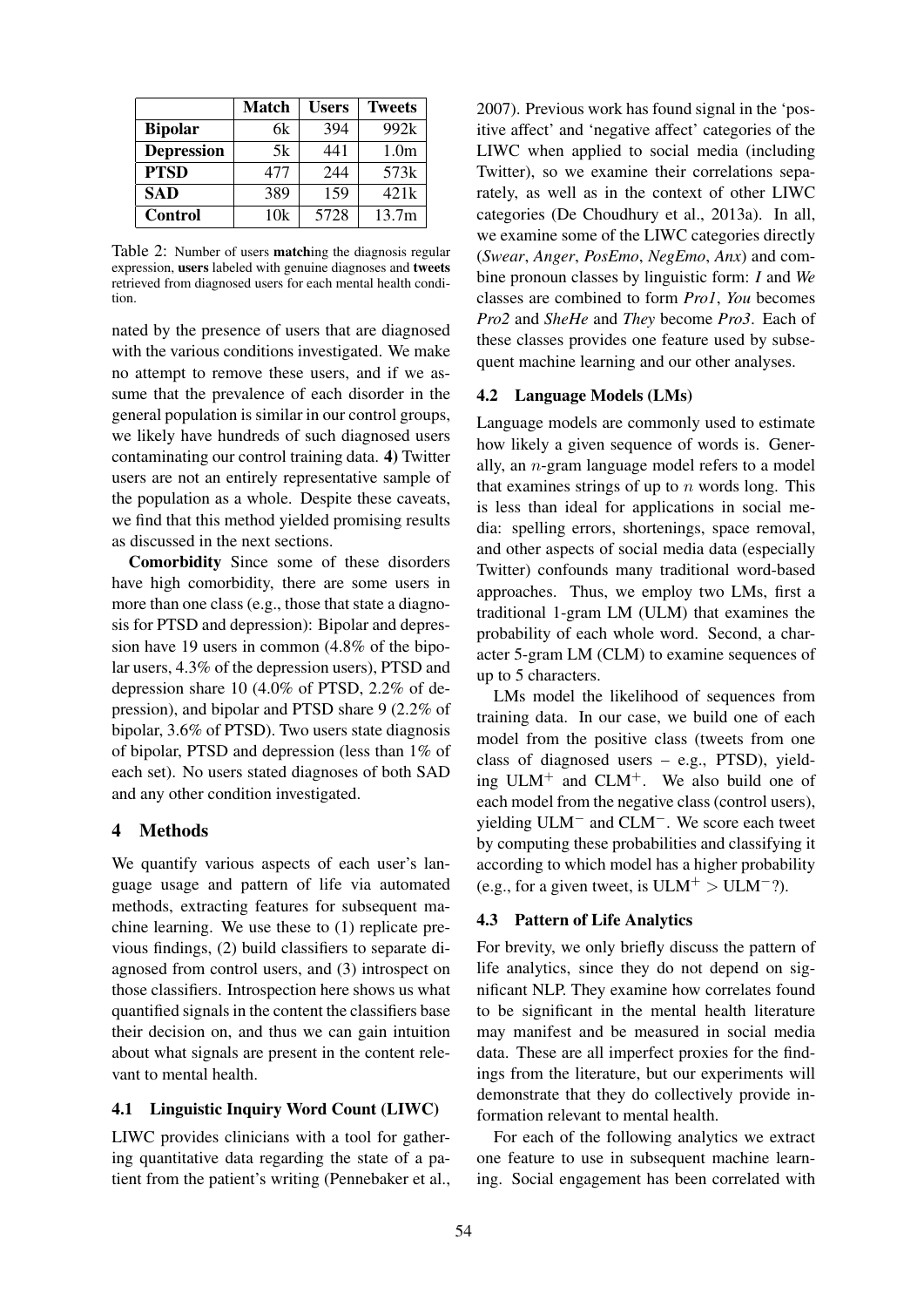|  | **Match** | **Users** | **Tweets** |
|---|---|---|---|
| **Bipolar** | 6k | 394 | 992k |
| **Depression** | 5k | 441 | 1.0m |
| **PTSD** | 477 | 244 | 573k |
| **SAD** | 389 | 159 | 421k |
| **Control** | 10k | 5728 | 13.7m |

Table 2: Number of users **match**ing the diagnosis regular expression, **users** labeled with genuine diagnoses and **tweets** retrieved from diagnosed users for each mental health condition.

nated by the presence of users that are diagnosed with the various conditions investigated. We make no attempt to remove these users, and if we assume that the prevalence of each disorder in the general population is similar in our control groups, we likely have hundreds of such diagnosed users contaminating our control training data. **4)** Twitter users are not an entirely representative sample of the population as a whole. Despite these caveats, we find that this method yielded promising results as discussed in the next sections.

**Comorbidity** Since some of these disorders have high comorbidity, there are some users in more than one class (e.g., those that state a diagnosis for PTSD and depression): Bipolar and depression have 19 users in common (4.8% of the bipolar users, 4.3% of the depression users), PTSD and depression share 10 (4.0% of PTSD, 2.2% of depression), and bipolar and PTSD share 9 (2.2% of bipolar, 3.6% of PTSD). Two users state diagnosis of bipolar, PTSD and depression (less than 1% of each set). No users stated diagnoses of both SAD and any other condition investigated.

# 4 Methods

We quantify various aspects of each user's language usage and pattern of life via automated methods, extracting features for subsequent machine learning. We use these to (1) replicate previous findings, (2) build classifiers to separate diagnosed from control users, and (3) introspect on those classifiers. Introspection here shows us what quantified signals in the content the classifiers base their decision on, and thus we can gain intuition about what signals are present in the content relevant to mental health.

## 4.1 Linguistic Inquiry Word Count (LIWC)

LIWC provides clinicians with a tool for gathering quantitative data regarding the state of a patient from the patient's writing (Pennebaker et al., 2007). Previous work has found signal in the 'positive affect' and 'negative affect' categories of the LIWC when applied to social media (including Twitter), so we examine their correlations separately, as well as in the context of other LIWC categories (De Choudhury et al., 2013a). In all, we examine some of the LIWC categories directly (*Swear*, *Anger*, *PosEmo*, *NegEmo*, *Anx*) and combine pronoun classes by linguistic form: *I* and *We* classes are combined to form *Pro1*, *You* becomes *Pro2* and *SheHe* and *They* become *Pro3*. Each of these classes provides one feature used by subsequent machine learning and our other analyses.

## 4.2 Language Models (LMs)

Language models are commonly used to estimate how likely a given sequence of words is. Generally, an $n$-gram language model refers to a model that examines strings of up to $n$ words long. This is less than ideal for applications in social media: spelling errors, shortenings, space removal, and other aspects of social media data (especially Twitter) confounds many traditional word-based approaches. Thus, we employ two LMs, first a traditional 1-gram LM (ULM) that examines the probability of each whole word. Second, a character 5-gram LM (CLM) to examine sequences of up to 5 characters.

LMs model the likelihood of sequences from training data. In our case, we build one of each model from the positive class (tweets from one class of diagnosed users – e.g., PTSD), yielding $\text{ULM}^+$ and $\text{CLM}^+$. We also build one of each model from the negative class (control users), yielding $\text{ULM}^-$ and $\text{CLM}^-$. We score each tweet by computing these probabilities and classifying it according to which model has a higher probability (e.g., for a given tweet, is $\text{ULM}^+ > \text{ULM}^-$?).

## 4.3 Pattern of Life Analytics

For brevity, we only briefly discuss the pattern of life analytics, since they do not depend on significant NLP. They examine how correlates found to be significant in the mental health literature may manifest and be measured in social media data. These are all imperfect proxies for the findings from the literature, but our experiments will demonstrate that they do collectively provide information relevant to mental health.

For each of the following analytics we extract one feature to use in subsequent machine learning. Social engagement has been correlated with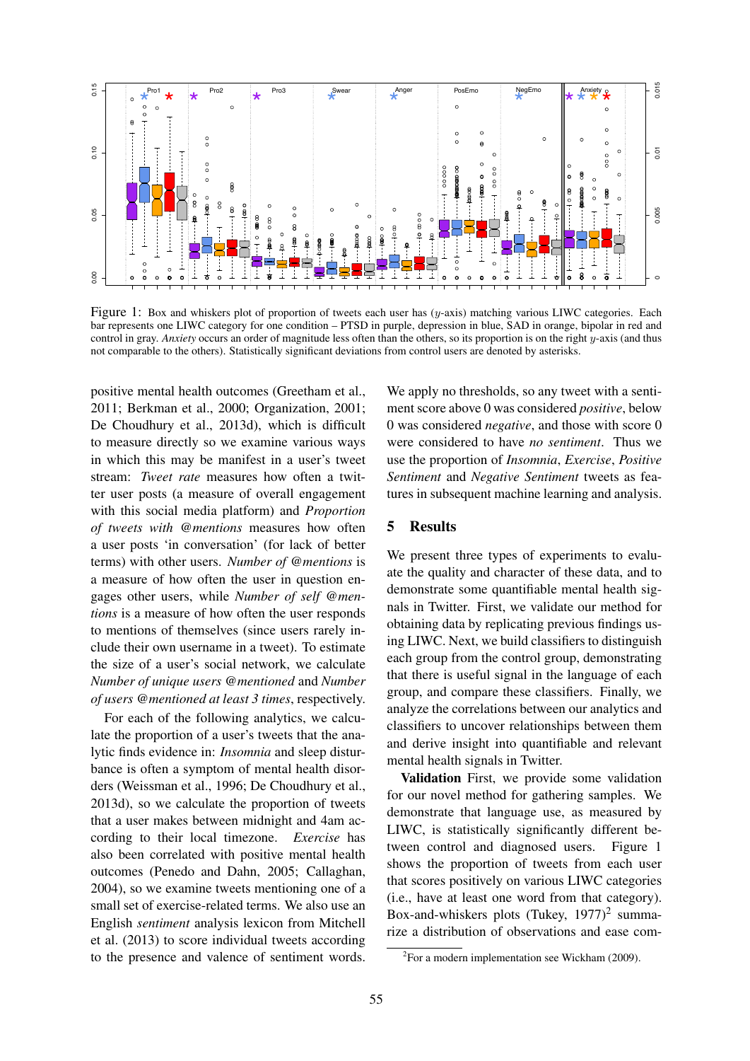Figure 1: Box and whiskers plot of proportion of tweets each user has ($y$-axis) matching various LIWC categories. Each bar represents one LIWC category for one condition – PTSD in purple, depression in blue, SAD in orange, bipolar in red and control in gray. *Anxiety* occurs an order of magnitude less often than the others, so its proportion is on the right $y$-axis (and thus not comparable to the others). Statistically significant deviations from control users are denoted by asterisks.

positive mental health outcomes (Greetham et al., 2011; Berkman et al., 2000; Organization, 2001; De Choudhury et al., 2013d), which is difficult to measure directly so we examine various ways in which this may be manifest in a user's tweet stream: *Tweet rate* measures how often a twitter user posts (a measure of overall engagement with this social media platform) and *Proportion of tweets with @mentions* measures how often a user posts 'in conversation' (for lack of better terms) with other users. *Number of @mentions* is a measure of how often the user in question engages other users, while *Number of self @mentions* is a measure of how often the user responds to mentions of themselves (since users rarely include their own username in a tweet). To estimate the size of a user's social network, we calculate *Number of unique users @mentioned* and *Number of users @mentioned at least 3 times*, respectively.

For each of the following analytics, we calculate the proportion of a user's tweets that the analytic finds evidence in: *Insomnia* and sleep disturbance is often a symptom of mental health disorders (Weissman et al., 1996; De Choudhury et al., 2013d), so we calculate the proportion of tweets that a user makes between midnight and 4am according to their local timezone. *Exercise* has also been correlated with positive mental health outcomes (Penedo and Dahn, 2005; Callaghan, 2004), so we examine tweets mentioning one of a small set of exercise-related terms. We also use an English *sentiment* analysis lexicon from Mitchell et al. (2013) to score individual tweets according to the presence and valence of sentiment words. We apply no thresholds, so any tweet with a sentiment score above 0 was considered *positive*, below 0 was considered *negative*, and those with score 0 were considered to have *no sentiment*. Thus we use the proportion of *Insomnia*, *Exercise*, *Positive Sentiment* and *Negative Sentiment* tweets as features in subsequent machine learning and analysis.

## 5 Results

We present three types of experiments to evaluate the quality and character of these data, and to demonstrate some quantifiable mental health signals in Twitter. First, we validate our method for obtaining data by replicating previous findings using LIWC. Next, we build classifiers to distinguish each group from the control group, demonstrating that there is useful signal in the language of each group, and compare these classifiers. Finally, we analyze the correlations between our analytics and classifiers to uncover relationships between them and derive insight into quantifiable and relevant mental health signals in Twitter.

**Validation** First, we provide some validation for our novel method for gathering samples. We demonstrate that language use, as measured by LIWC, is statistically significantly different between control and diagnosed users. Figure 1 shows the proportion of tweets from each user that scores positively on various LIWC categories (i.e., have at least one word from that category). Box-and-whiskers plots (Tukey, 1977)[2] summarize a distribution of observations and ease com-

[2]For a modern implementation see Wickham (2009).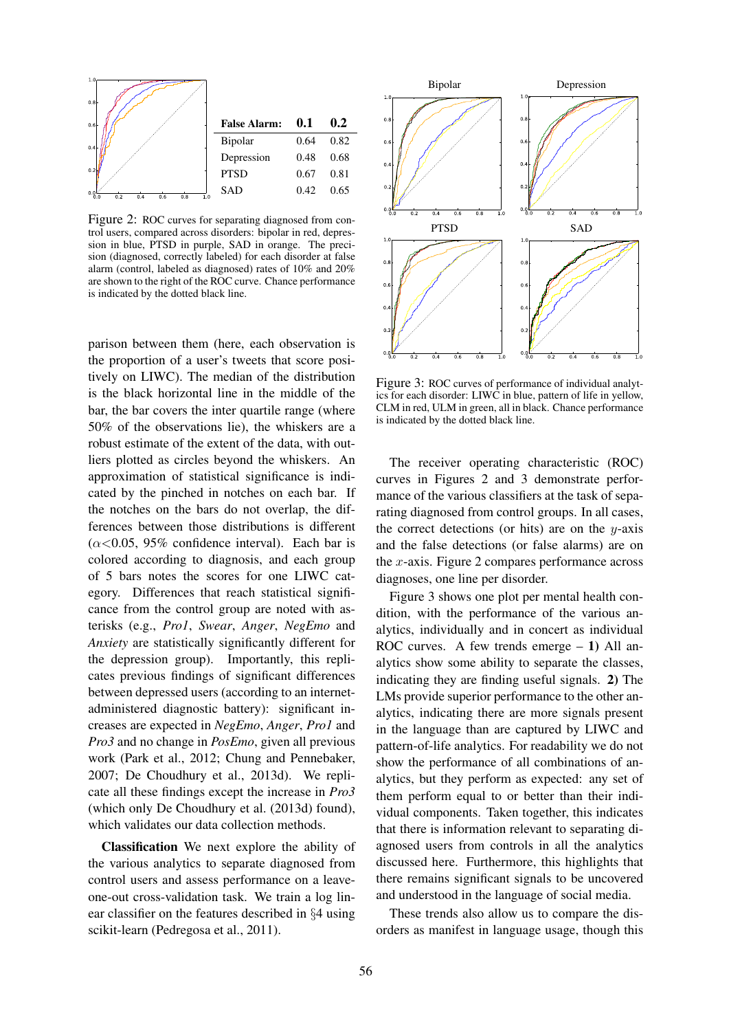| False Alarm: | 0.1 | 0.2 |
|---|---|---|
| Bipolar | 0.64 | 0.82 |
| Depression | 0.48 | 0.68 |
| PTSD | 0.67 | 0.81 |
| SAD | 0.42 | 0.65 |

Figure 2: ROC curves for separating diagnosed from control users, compared across disorders: bipolar in red, depression in blue, PTSD in purple, SAD in orange. The precision (diagnosed, correctly labeled) for each disorder at false alarm (control, labeled as diagnosed) rates of 10% and 20% are shown to the right of the ROC curve. Chance performance is indicated by the dotted black line.

parison between them (here, each observation is the proportion of a user's tweets that score positively on LIWC). The median of the distribution is the black horizontal line in the middle of the bar, the bar covers the inter quartile range (where 50% of the observations lie), the whiskers are a robust estimate of the extent of the data, with outliers plotted as circles beyond the whiskers. An approximation of statistical significance is indicated by the pinched in notches on each bar. If the notches on the bars do not overlap, the differences between those distributions is different ($\alpha$<0.05, 95% confidence interval). Each bar is colored according to diagnosis, and each group of 5 bars notes the scores for one LIWC category. Differences that reach statistical significance from the control group are noted with asterisks (e.g., *Pro1*, *Swear*, *Anger*, *NegEmo* and *Anxiety* are statistically significantly different for the depression group). Importantly, this replicates previous findings of significant differences between depressed users (according to an internet-administered diagnostic battery): significant increases are expected in *NegEmo*, *Anger*, *Pro1* and *Pro3* and no change in *PosEmo*, given all previous work (Park et al., 2012; Chung and Pennebaker, 2007; De Choudhury et al., 2013d). We replicate all these findings except the increase in *Pro3* (which only De Choudhury et al. (2013d) found), which validates our data collection methods.

**Classification** We next explore the ability of the various analytics to separate diagnosed from control users and assess performance on a leave-one-out cross-validation task. We train a log linear classifier on the features described in §4 using scikit-learn (Pedregosa et al., 2011).

Figure 3: ROC curves of performance of individual analytics for each disorder: LIWC in blue, pattern of life in yellow, CLM in red, ULM in green, all in black. Chance performance is indicated by the dotted black line.

The receiver operating characteristic (ROC) curves in Figures 2 and 3 demonstrate performance of the various classifiers at the task of separating diagnosed from control groups. In all cases, the correct detections (or hits) are on the $y$-axis and the false detections (or false alarms) are on the $x$-axis. Figure 2 compares performance across diagnoses, one line per disorder.

Figure 3 shows one plot per mental health condition, with the performance of the various analytics, individually and in concert as individual ROC curves. A few trends emerge – **1)** All analytics show some ability to separate the classes, indicating they are finding useful signals. **2)** The LMs provide superior performance to the other analytics, indicating there are more signals present in the language than are captured by LIWC and pattern-of-life analytics. For readability we do not show the performance of all combinations of analytics, but they perform as expected: any set of them perform equal to or better than their individual components. Taken together, this indicates that there is information relevant to separating diagnosed users from controls in all the analytics discussed here. Furthermore, this highlights that there remains significant signals to be uncovered and understood in the language of social media.

These trends also allow us to compare the disorders as manifest in language usage, though this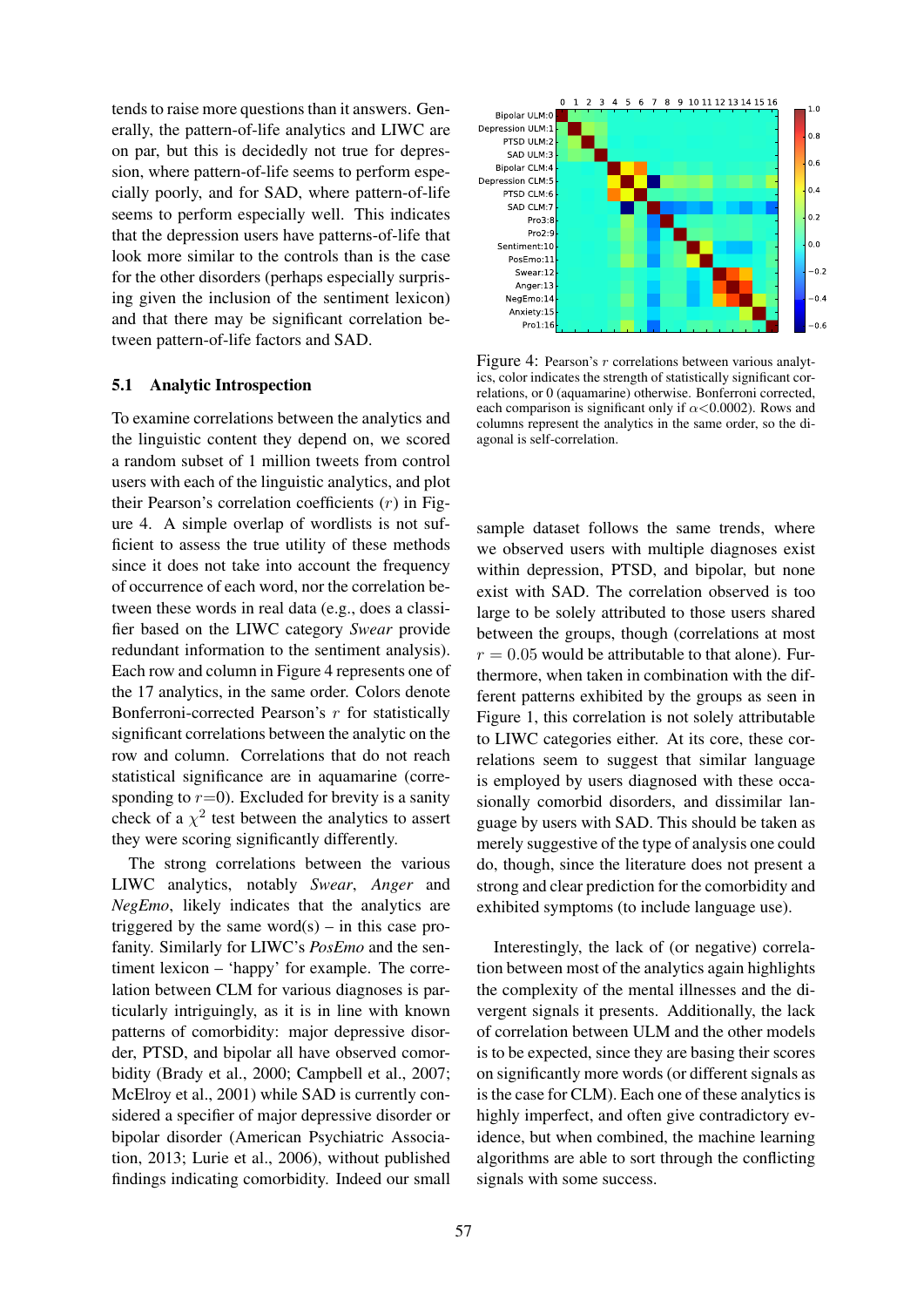tends to raise more questions than it answers. Generally, the pattern-of-life analytics and LIWC are on par, but this is decidedly not true for depression, where pattern-of-life seems to perform especially poorly, and for SAD, where pattern-of-life seems to perform especially well. This indicates that the depression users have patterns-of-life that look more similar to the controls than is the case for the other disorders (perhaps especially surprising given the inclusion of the sentiment lexicon) and that there may be significant correlation between pattern-of-life factors and SAD.

## 5.1 Analytic Introspection

To examine correlations between the analytics and the linguistic content they depend on, we scored a random subset of 1 million tweets from control users with each of the linguistic analytics, and plot their Pearson's correlation coefficients ($r$) in Figure 4. A simple overlap of wordlists is not sufficient to assess the true utility of these methods since it does not take into account the frequency of occurrence of each word, nor the correlation between these words in real data (e.g., does a classifier based on the LIWC category *Swear* provide redundant information to the sentiment analysis). Each row and column in Figure 4 represents one of the 17 analytics, in the same order. Colors denote Bonferroni-corrected Pearson's $r$ for statistically significant correlations between the analytic on the row and column. Correlations that do not reach statistical significance are in aquamarine (corresponding to $r$=0). Excluded for brevity is a sanity check of a $\chi^2$ test between the analytics to assert they were scoring significantly differently.

The strong correlations between the various LIWC analytics, notably *Swear*, *Anger* and *NegEmo*, likely indicates that the analytics are triggered by the same word(s) – in this case profanity. Similarly for LIWC's *PosEmo* and the sentiment lexicon – 'happy' for example. The correlation between CLM for various diagnoses is particularly intriguingly, as it is in line with known patterns of comorbidity: major depressive disorder, PTSD, and bipolar all have observed comorbidity (Brady et al., 2000; Campbell et al., 2007; McElroy et al., 2001) while SAD is currently considered a specifier of major depressive disorder or bipolar disorder (American Psychiatric Association, 2013; Lurie et al., 2006), without published findings indicating comorbidity. Indeed our small

Figure 4: Pearson's $r$ correlations between various analytics, color indicates the strength of statistically significant correlations, or 0 (aquamarine) otherwise. Bonferroni corrected, each comparison is significant only if $\alpha$<0.0002). Rows and columns represent the analytics in the same order, so the diagonal is self-correlation.

sample dataset follows the same trends, where we observed users with multiple diagnoses exist within depression, PTSD, and bipolar, but none exist with SAD. The correlation observed is too large to be solely attributed to those users shared between the groups, though (correlations at most $r = 0.05$ would be attributable to that alone). Furthermore, when taken in combination with the different patterns exhibited by the groups as seen in Figure 1, this correlation is not solely attributable to LIWC categories either. At its core, these correlations seem to suggest that similar language is employed by users diagnosed with these occasionally comorbid disorders, and dissimilar language by users with SAD. This should be taken as merely suggestive of the type of analysis one could do, though, since the literature does not present a strong and clear prediction for the comorbidity and exhibited symptoms (to include language use).

Interestingly, the lack of (or negative) correlation between most of the analytics again highlights the complexity of the mental illnesses and the divergent signals it presents. Additionally, the lack of correlation between ULM and the other models is to be expected, since they are basing their scores on significantly more words (or different signals as is the case for CLM). Each one of these analytics is highly imperfect, and often give contradictory evidence, but when combined, the machine learning algorithms are able to sort through the conflicting signals with some success.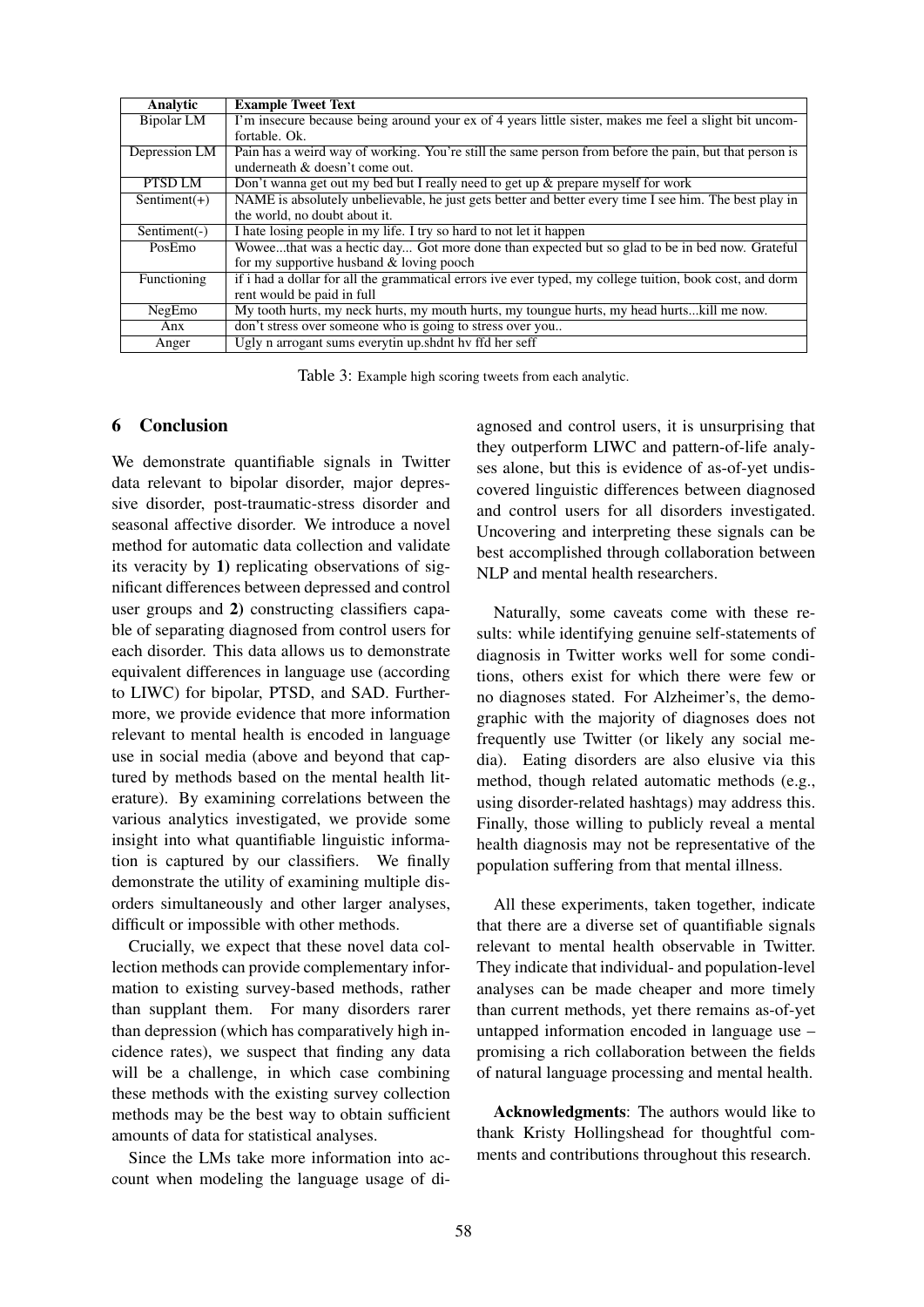| Analytic | Example Tweet Text |
| --- | --- |
| Bipolar LM | I'm insecure because being around your ex of 4 years little sister, makes me feel a slight bit uncomfortable. Ok. |
| Depression LM | Pain has a weird way of working. You're still the same person from before the pain, but that person is underneath & doesn't come out. |
| PTSD LM | Don't wanna get out my bed but I really need to get up & prepare myself for work |
| Sentiment(+) | NAME is absolutely unbelievable, he just gets better and better every time I see him. The best play in the world, no doubt about it. |
| Sentiment(-) | I hate losing people in my life. I try so hard to not let it happen |
| PosEmo | Wowee...that was a hectic day... Got more done than expected but so glad to be in bed now. Grateful for my supportive husband & loving pooch |
| Functioning | if i had a dollar for all the grammatical errors ive ever typed, my college tuition, book cost, and dorm rent would be paid in full |
| NegEmo | My tooth hurts, my neck hurts, my mouth hurts, my toungue hurts, my head hurts...kill me now. |
| Anx | don't stress over someone who is going to stress over you.. |
| Anger | Ugly n arrogant sums everytin up.shdnt hv ffd her seff |

Table 3: Example high scoring tweets from each analytic.

## 6 Conclusion

We demonstrate quantifiable signals in Twitter data relevant to bipolar disorder, major depressive disorder, post-traumatic-stress disorder and seasonal affective disorder. We introduce a novel method for automatic data collection and validate its veracity by **1)** replicating observations of significant differences between depressed and control user groups and **2)** constructing classifiers capable of separating diagnosed from control users for each disorder. This data allows us to demonstrate equivalent differences in language use (according to LIWC) for bipolar, PTSD, and SAD. Furthermore, we provide evidence that more information relevant to mental health is encoded in language use in social media (above and beyond that captured by methods based on the mental health literature). By examining correlations between the various analytics investigated, we provide some insight into what quantifiable linguistic information is captured by our classifiers. We finally demonstrate the utility of examining multiple disorders simultaneously and other larger analyses, difficult or impossible with other methods.

Crucially, we expect that these novel data collection methods can provide complementary information to existing survey-based methods, rather than supplant them. For many disorders rarer than depression (which has comparatively high incidence rates), we suspect that finding any data will be a challenge, in which case combining these methods with the existing survey collection methods may be the best way to obtain sufficient amounts of data for statistical analyses.

Since the LMs take more information into account when modeling the language usage of diagnosed and control users, it is unsurprising that they outperform LIWC and pattern-of-life analyses alone, but this is evidence of as-of-yet undiscovered linguistic differences between diagnosed and control users for all disorders investigated. Uncovering and interpreting these signals can be best accomplished through collaboration between NLP and mental health researchers.

Naturally, some caveats come with these results: while identifying genuine self-statements of diagnosis in Twitter works well for some conditions, others exist for which there were few or no diagnoses stated. For Alzheimer's, the demographic with the majority of diagnoses does not frequently use Twitter (or likely any social media). Eating disorders are also elusive via this method, though related automatic methods (e.g., using disorder-related hashtags) may address this. Finally, those willing to publicly reveal a mental health diagnosis may not be representative of the population suffering from that mental illness.

All these experiments, taken together, indicate that there are a diverse set of quantifiable signals relevant to mental health observable in Twitter. They indicate that individual- and population-level analyses can be made cheaper and more timely than current methods, yet there remains as-of-yet untapped information encoded in language use – promising a rich collaboration between the fields of natural language processing and mental health.

**Acknowledgments**: The authors would like to thank Kristy Hollingshead for thoughtful comments and contributions throughout this research.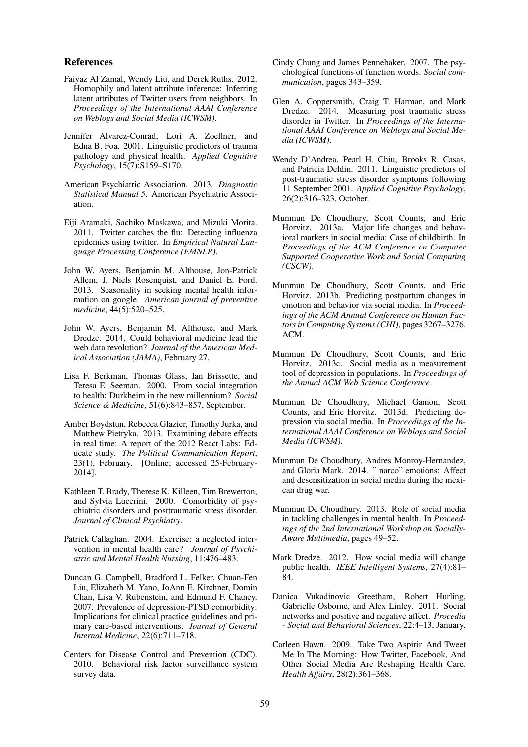## References

Faiyaz Al Zamal, Wendy Liu, and Derek Ruths. 2012. Homophily and latent attribute inference: Inferring latent attributes of Twitter users from neighbors. In *Proceedings of the International AAAI Conference on Weblogs and Social Media (ICWSM)*.

Jennifer Alvarez-Conrad, Lori A. Zoellner, and Edna B. Foa. 2001. Linguistic predictors of trauma pathology and physical health. *Applied Cognitive Psychology*, 15(7):S159–S170.

American Psychiatric Association. 2013. *Diagnostic Statistical Manual 5*. American Psychiatric Association.

Eiji Aramaki, Sachiko Maskawa, and Mizuki Morita. 2011. Twitter catches the flu: Detecting influenza epidemics using twitter. In *Empirical Natural Language Processing Conference (EMNLP)*.

John W. Ayers, Benjamin M. Althouse, Jon-Patrick Allem, J. Niels Rosenquist, and Daniel E. Ford. 2013. Seasonality in seeking mental health information on google. *American journal of preventive medicine*, 44(5):520–525.

John W. Ayers, Benjamin M. Althouse, and Mark Dredze. 2014. Could behavioral medicine lead the web data revolution? *Journal of the American Medical Association (JAMA)*, February 27.

Lisa F. Berkman, Thomas Glass, Ian Brissette, and Teresa E. Seeman. 2000. From social integration to health: Durkheim in the new millennium? *Social Science & Medicine*, 51(6):843–857, September.

Amber Boydstun, Rebecca Glazier, Timothy Jurka, and Matthew Pietryka. 2013. Examining debate effects in real time: A report of the 2012 React Labs: Educate study. *The Political Communication Report*, 23(1), February. [Online; accessed 25-February-2014].

Kathleen T. Brady, Therese K. Killeen, Tim Brewerton, and Sylvia Lucerini. 2000. Comorbidity of psychiatric disorders and posttraumatic stress disorder. *Journal of Clinical Psychiatry*.

Patrick Callaghan. 2004. Exercise: a neglected intervention in mental health care? *Journal of Psychiatric and Mental Health Nursing*, 11:476–483.

Duncan G. Campbell, Bradford L. Felker, Chuan-Fen Liu, Elizabeth M. Yano, JoAnn E. Kirchner, Domin Chan, Lisa V. Rubenstein, and Edmund F. Chaney. 2007. Prevalence of depression-PTSD comorbidity: Implications for clinical practice guidelines and primary care-based interventions. *Journal of General Internal Medicine*, 22(6):711–718.

Centers for Disease Control and Prevention (CDC). 2010. Behavioral risk factor surveillance system survey data.

Cindy Chung and James Pennebaker. 2007. The psychological functions of function words. *Social communication*, pages 343–359.

Glen A. Coppersmith, Craig T. Harman, and Mark Dredze. 2014. Measuring post traumatic stress disorder in Twitter. In *Proceedings of the International AAAI Conference on Weblogs and Social Media (ICWSM)*.

Wendy D'Andrea, Pearl H. Chiu, Brooks R. Casas, and Patricia Deldin. 2011. Linguistic predictors of post-traumatic stress disorder symptoms following 11 September 2001. *Applied Cognitive Psychology*, 26(2):316–323, October.

Munmun De Choudhury, Scott Counts, and Eric Horvitz. 2013a. Major life changes and behavioral markers in social media: Case of childbirth. In *Proceedings of the ACM Conference on Computer Supported Cooperative Work and Social Computing (CSCW)*.

Munmun De Choudhury, Scott Counts, and Eric Horvitz. 2013b. Predicting postpartum changes in emotion and behavior via social media. In *Proceedings of the ACM Annual Conference on Human Factors in Computing Systems (CHI)*, pages 3267–3276. ACM.

Munmun De Choudhury, Scott Counts, and Eric Horvitz. 2013c. Social media as a measurement tool of depression in populations. In *Proceedings of the Annual ACM Web Science Conference*.

Munmun De Choudhury, Michael Gamon, Scott Counts, and Eric Horvitz. 2013d. Predicting depression via social media. In *Proceedings of the International AAAI Conference on Weblogs and Social Media (ICWSM)*.

Munmun De Choudhury, Andres Monroy-Hernandez, and Gloria Mark. 2014. " narco" emotions: Affect and desensitization in social media during the mexican drug war.

Munmun De Choudhury. 2013. Role of social media in tackling challenges in mental health. In *Proceedings of the 2nd International Workshop on Socially-Aware Multimedia*, pages 49–52.

Mark Dredze. 2012. How social media will change public health. *IEEE Intelligent Systems*, 27(4):81–84.

Danica Vukadinovic Greetham, Robert Hurling, Gabrielle Osborne, and Alex Linley. 2011. Social networks and positive and negative affect. *Procedia - Social and Behavioral Sciences*, 22:4–13, January.

Carleen Hawn. 2009. Take Two Aspirin And Tweet Me In The Morning: How Twitter, Facebook, And Other Social Media Are Reshaping Health Care. *Health Affairs*, 28(2):361–368.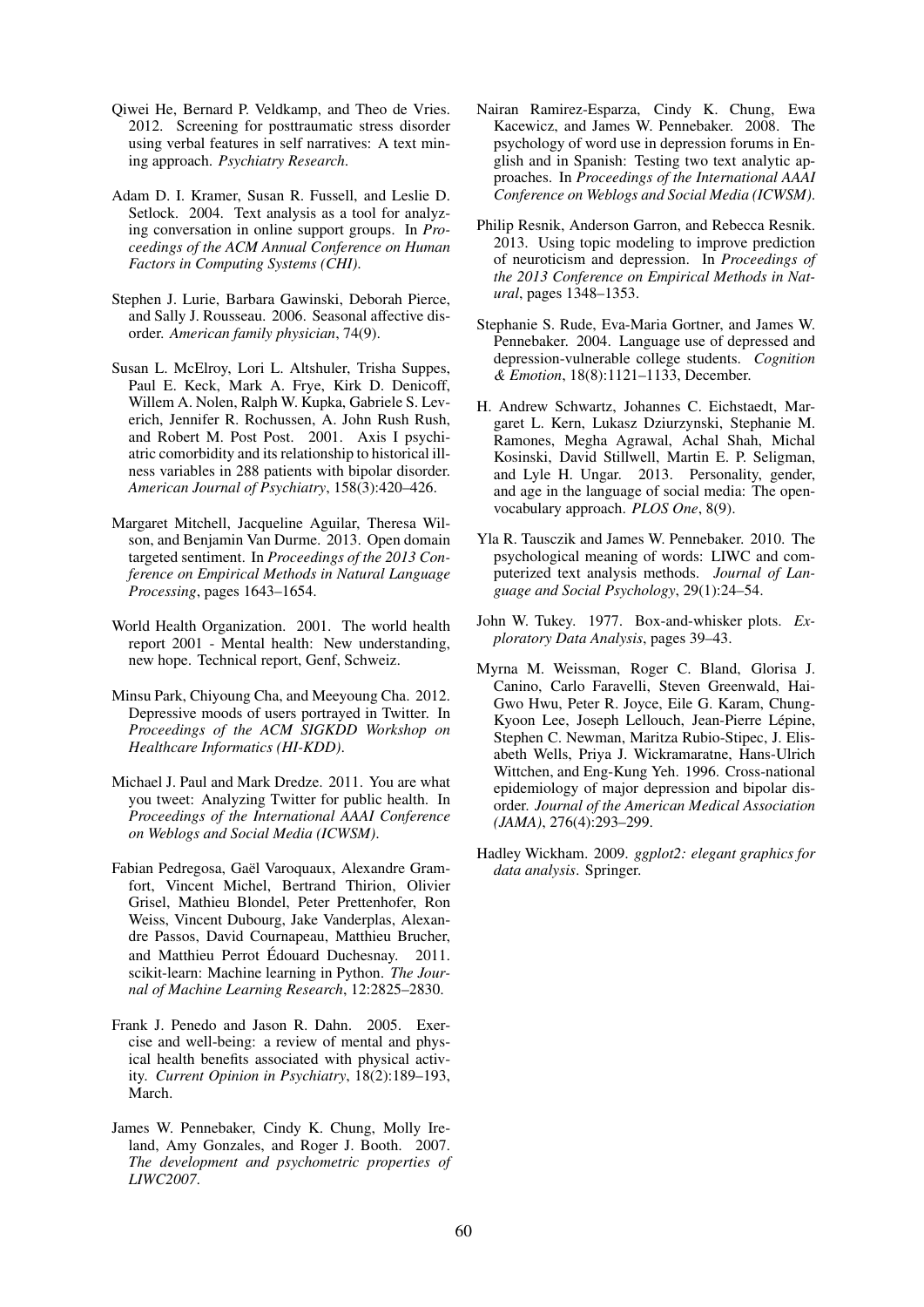Qiwei He, Bernard P. Veldkamp, and Theo de Vries. 2012. Screening for posttraumatic stress disorder using verbal features in self narratives: A text mining approach. *Psychiatry Research*.

Adam D. I. Kramer, Susan R. Fussell, and Leslie D. Setlock. 2004. Text analysis as a tool for analyzing conversation in online support groups. In *Proceedings of the ACM Annual Conference on Human Factors in Computing Systems (CHI)*.

Stephen J. Lurie, Barbara Gawinski, Deborah Pierce, and Sally J. Rousseau. 2006. Seasonal affective disorder. *American family physician*, 74(9).

Susan L. McElroy, Lori L. Altshuler, Trisha Suppes, Paul E. Keck, Mark A. Frye, Kirk D. Denicoff, Willem A. Nolen, Ralph W. Kupka, Gabriele S. Leverich, Jennifer R. Rochussen, A. John Rush Rush, and Robert M. Post Post. 2001. Axis I psychiatric comorbidity and its relationship to historical illness variables in 288 patients with bipolar disorder. *American Journal of Psychiatry*, 158(3):420–426.

Margaret Mitchell, Jacqueline Aguilar, Theresa Wilson, and Benjamin Van Durme. 2013. Open domain targeted sentiment. In *Proceedings of the 2013 Conference on Empirical Methods in Natural Language Processing*, pages 1643–1654.

World Health Organization. 2001. The world health report 2001 - Mental health: New understanding, new hope. Technical report, Genf, Schweiz.

Minsu Park, Chiyoung Cha, and Meeyoung Cha. 2012. Depressive moods of users portrayed in Twitter. In *Proceedings of the ACM SIGKDD Workshop on Healthcare Informatics (HI-KDD)*.

Michael J. Paul and Mark Dredze. 2011. You are what you tweet: Analyzing Twitter for public health. In *Proceedings of the International AAAI Conference on Weblogs and Social Media (ICWSM)*.

Fabian Pedregosa, Gaël Varoquaux, Alexandre Gramfort, Vincent Michel, Bertrand Thirion, Olivier Grisel, Mathieu Blondel, Peter Prettenhofer, Ron Weiss, Vincent Dubourg, Jake Vanderplas, Alexandre Passos, David Cournapeau, Matthieu Brucher, and Matthieu Perrot Édouard Duchesnay. 2011. scikit-learn: Machine learning in Python. *The Journal of Machine Learning Research*, 12:2825–2830.

Frank J. Penedo and Jason R. Dahn. 2005. Exercise and well-being: a review of mental and physical health benefits associated with physical activity. *Current Opinion in Psychiatry*, 18(2):189–193, March.

James W. Pennebaker, Cindy K. Chung, Molly Ireland, Amy Gonzales, and Roger J. Booth. 2007. *The development and psychometric properties of LIWC2007*.

Nairan Ramirez-Esparza, Cindy K. Chung, Ewa Kacewicz, and James W. Pennebaker. 2008. The psychology of word use in depression forums in English and in Spanish: Testing two text analytic approaches. In *Proceedings of the International AAAI Conference on Weblogs and Social Media (ICWSM)*.

Philip Resnik, Anderson Garron, and Rebecca Resnik. 2013. Using topic modeling to improve prediction of neuroticism and depression. In *Proceedings of the 2013 Conference on Empirical Methods in Natural*, pages 1348–1353.

Stephanie S. Rude, Eva-Maria Gortner, and James W. Pennebaker. 2004. Language use of depressed and depression-vulnerable college students. *Cognition & Emotion*, 18(8):1121–1133, December.

H. Andrew Schwartz, Johannes C. Eichstaedt, Margaret L. Kern, Lukasz Dziurzynski, Stephanie M. Ramones, Megha Agrawal, Achal Shah, Michal Kosinski, David Stillwell, Martin E. P. Seligman, and Lyle H. Ungar. 2013. Personality, gender, and age in the language of social media: The open-vocabulary approach. *PLOS One*, 8(9).

Yla R. Tausczik and James W. Pennebaker. 2010. The psychological meaning of words: LIWC and computerized text analysis methods. *Journal of Language and Social Psychology*, 29(1):24–54.

John W. Tukey. 1977. Box-and-whisker plots. *Exploratory Data Analysis*, pages 39–43.

Myrna M. Weissman, Roger C. Bland, Glorisa J. Canino, Carlo Faravelli, Steven Greenwald, Hai-Gwo Hwu, Peter R. Joyce, Eile G. Karam, Chung-Kyoon Lee, Joseph Lellouch, Jean-Pierre Lépine, Stephen C. Newman, Maritza Rubio-Stipec, J. Elisabeth Wells, Priya J. Wickramaratne, Hans-Ulrich Wittchen, and Eng-Kung Yeh. 1996. Cross-national epidemiology of major depression and bipolar disorder. *Journal of the American Medical Association (JAMA)*, 276(4):293–299.

Hadley Wickham. 2009. *ggplot2: elegant graphics for data analysis*. Springer.